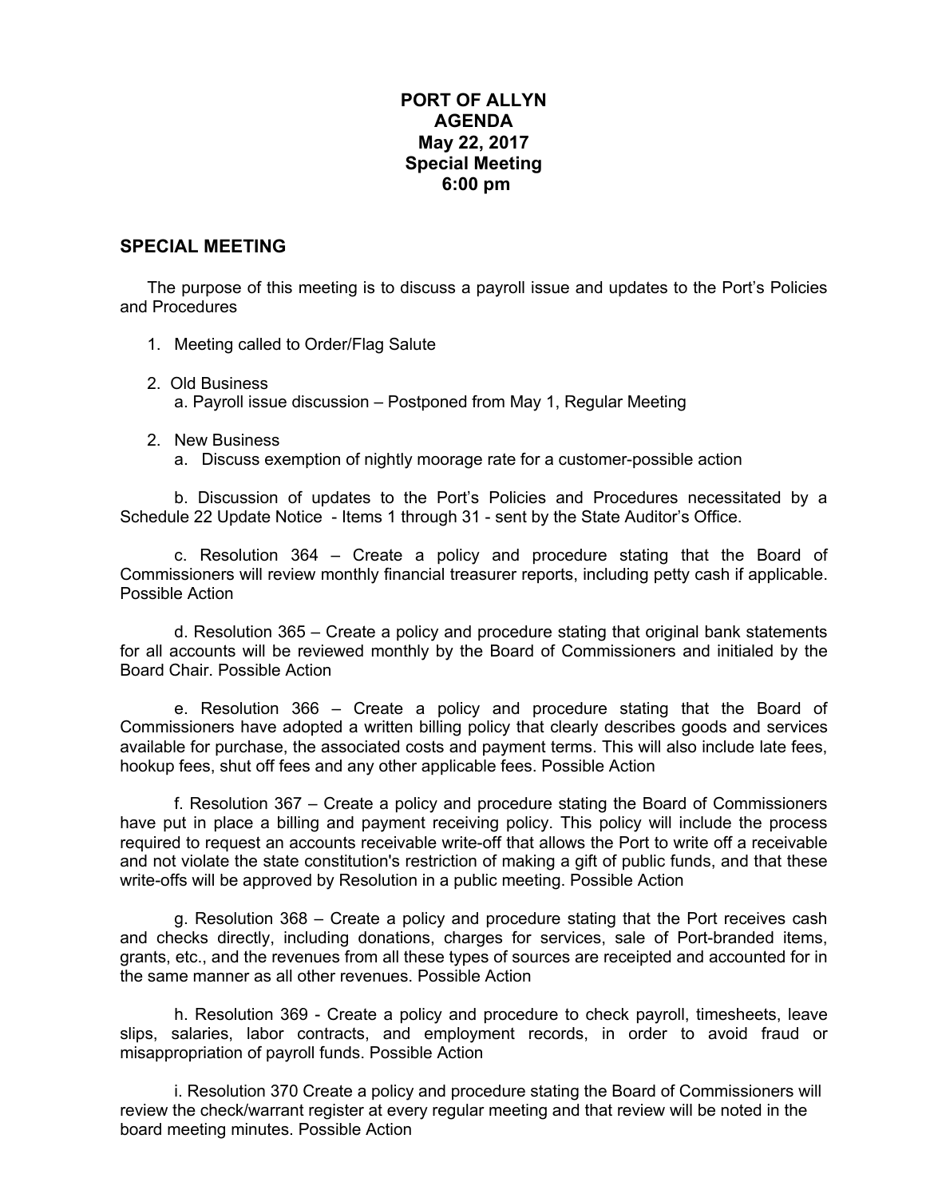# PORT OF ALLYN
# AGENDA
# May 22, 2017
# Special Meeting
# 6:00 pm

## SPECIAL MEETING

The purpose of this meeting is to discuss a payroll issue and updates to the Port's Policies and Procedures

1. Meeting called to Order/Flag Salute

2. Old Business
   a. Payroll issue discussion – Postponed from May 1, Regular Meeting

2. New Business
   a. Discuss exemption of nightly moorage rate for a customer-possible action

   b. Discussion of updates to the Port's Policies and Procedures necessitated by a Schedule 22 Update Notice - Items 1 through 31 - sent by the State Auditor's Office.

   c. Resolution 364 – Create a policy and procedure stating that the Board of Commissioners will review monthly financial treasurer reports, including petty cash if applicable. Possible Action

   d. Resolution 365 – Create a policy and procedure stating that original bank statements for all accounts will be reviewed monthly by the Board of Commissioners and initialed by the Board Chair. Possible Action

   e. Resolution 366 – Create a policy and procedure stating that the Board of Commissioners have adopted a written billing policy that clearly describes goods and services available for purchase, the associated costs and payment terms. This will also include late fees, hookup fees, shut off fees and any other applicable fees. Possible Action

   f. Resolution 367 – Create a policy and procedure stating the Board of Commissioners have put in place a billing and payment receiving policy. This policy will include the process required to request an accounts receivable write-off that allows the Port to write off a receivable and not violate the state constitution's restriction of making a gift of public funds, and that these write-offs will be approved by Resolution in a public meeting. Possible Action

   g. Resolution 368 – Create a policy and procedure stating that the Port receives cash and checks directly, including donations, charges for services, sale of Port-branded items, grants, etc., and the revenues from all these types of sources are receipted and accounted for in the same manner as all other revenues. Possible Action

   h. Resolution 369 - Create a policy and procedure to check payroll, timesheets, leave slips, salaries, labor contracts, and employment records, in order to avoid fraud or misappropriation of payroll funds. Possible Action

   i. Resolution 370 Create a policy and procedure stating the Board of Commissioners will review the check/warrant register at every regular meeting and that review will be noted in the board meeting minutes. Possible Action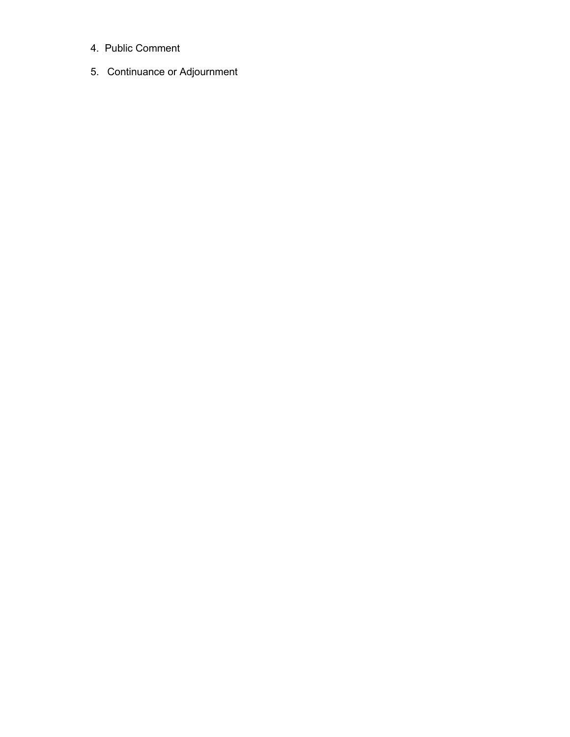4. Public Comment
5. Continuance or Adjournment